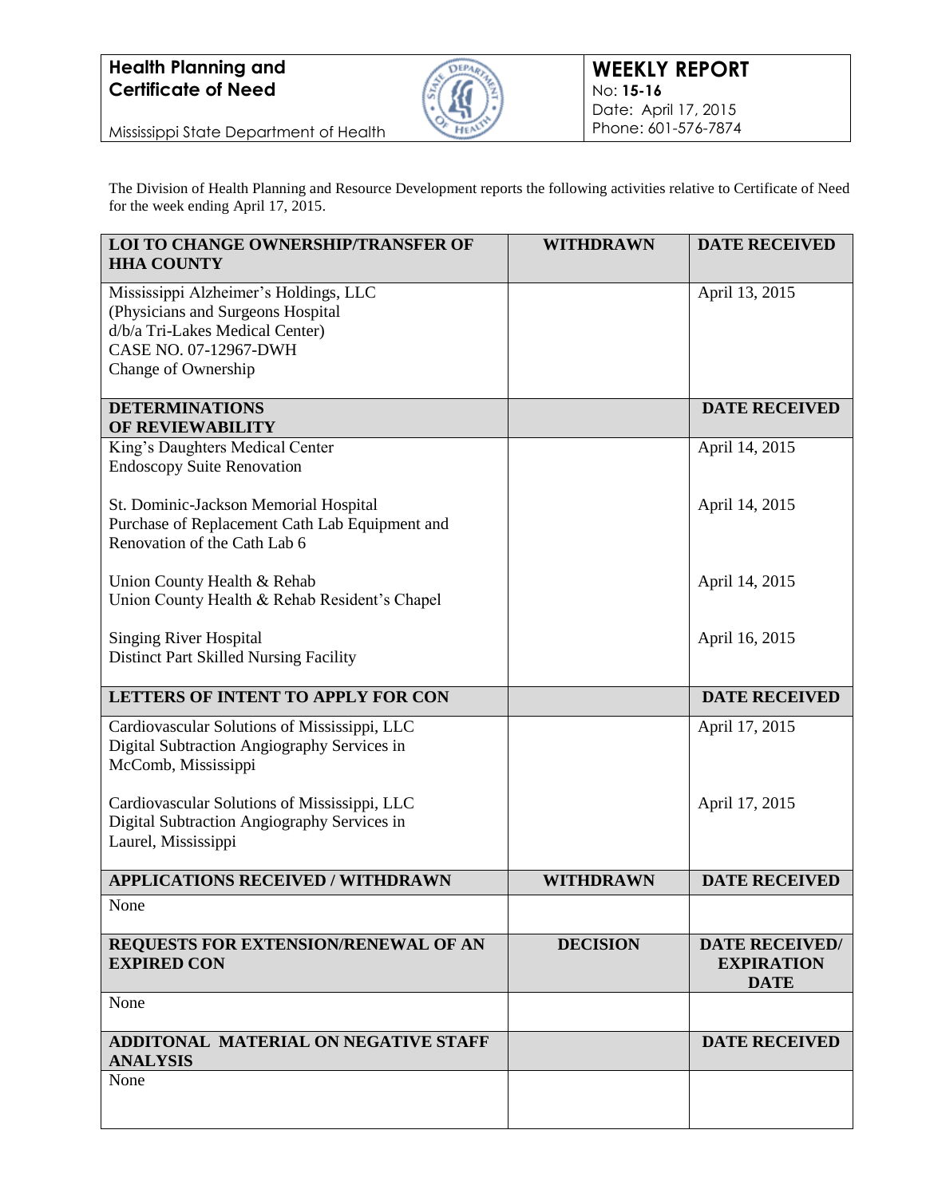**Health Planning and Certificate of Need**

Mississippi State Department of Health

**WEEKLY REPORT**
No: **15-16**
Date: April 17, 2015
Phone: 601-576-7874

The Division of Health Planning and Resource Development reports the following activities relative to Certificate of Need for the week ending April 17, 2015.

| LOI TO CHANGE OWNERSHIP/TRANSFER OF HHA COUNTY | WITHDRAWN | DATE RECEIVED |
|---|---|---|
| Mississippi Alzheimer's Holdings, LLC (Physicians and Surgeons Hospital d/b/a Tri-Lakes Medical Center) CASE NO. 07-12967-DWH Change of Ownership | | April 13, 2015 |
| **DETERMINATIONS OF REVIEWABILITY** | | **DATE RECEIVED** |
| King's Daughters Medical Center Endoscopy Suite Renovation | | April 14, 2015 |
| St. Dominic-Jackson Memorial Hospital Purchase of Replacement Cath Lab Equipment and Renovation of the Cath Lab 6 | | April 14, 2015 |
| Union County Health & Rehab Union County Health & Rehab Resident's Chapel | | April 14, 2015 |
| Singing River Hospital Distinct Part Skilled Nursing Facility | | April 16, 2015 |
| **LETTERS OF INTENT TO APPLY FOR CON** | | **DATE RECEIVED** |
| Cardiovascular Solutions of Mississippi, LLC Digital Subtraction Angiography Services in McComb, Mississippi | | April 17, 2015 |
| Cardiovascular Solutions of Mississippi, LLC Digital Subtraction Angiography Services in Laurel, Mississippi | | April 17, 2015 |
| **APPLICATIONS RECEIVED / WITHDRAWN** | **WITHDRAWN** | **DATE RECEIVED** |
| None | | |
| **REQUESTS FOR EXTENSION/RENEWAL OF AN EXPIRED CON** | **DECISION** | **DATE RECEIVED/ EXPIRATION DATE** |
| None | | |
| **ADDITONAL MATERIAL ON NEGATIVE STAFF ANALYSIS** | | **DATE RECEIVED** |
| None | | |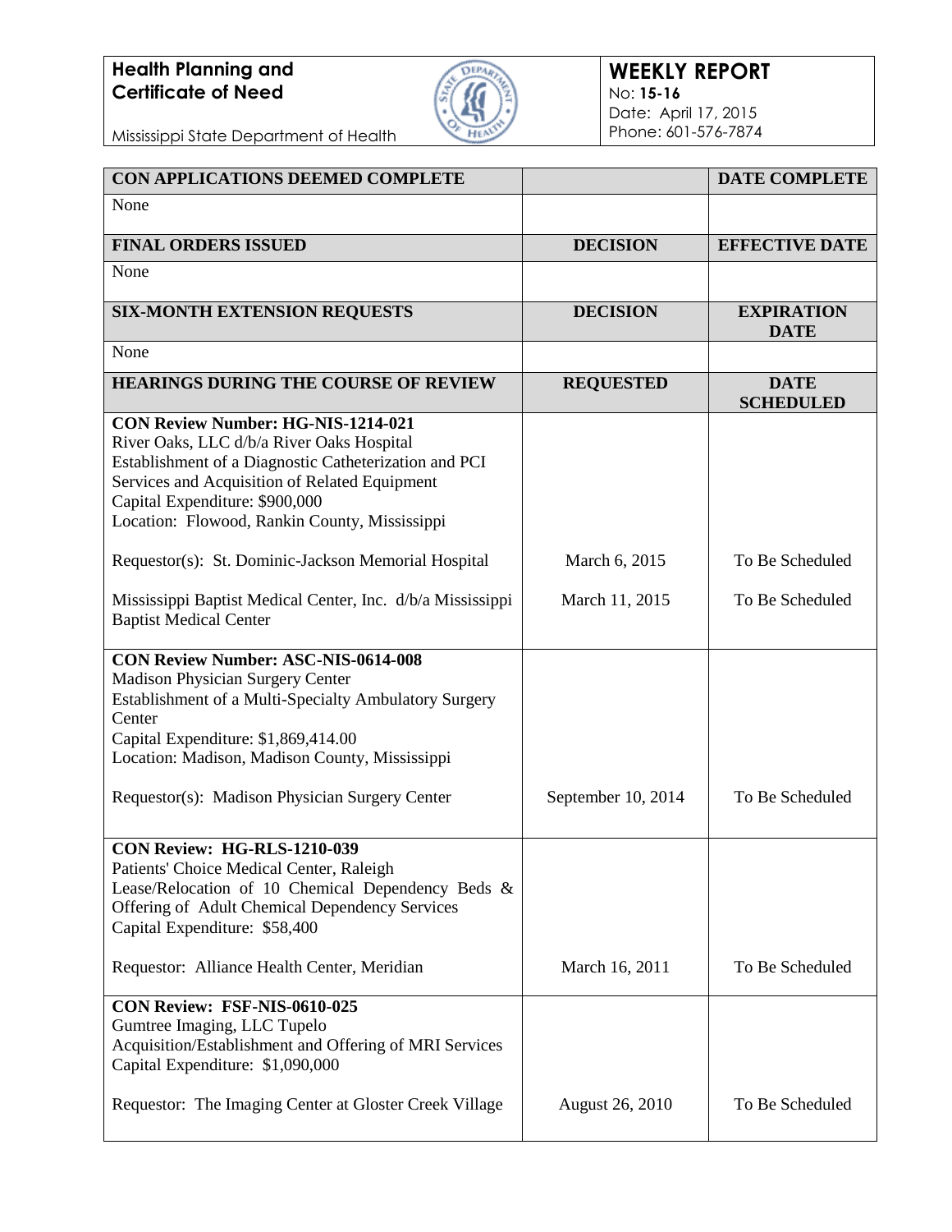**Health Planning and Certificate of Need**

Mississippi State Department of Health

## WEEKLY REPORT

No: **15-16**
Date: April 17, 2015
Phone: 601-576-7874

| CON APPLICATIONS DEEMED COMPLETE | | DATE COMPLETE |
|---|---|---|
| None | | |
| **FINAL ORDERS ISSUED** | **DECISION** | **EFFECTIVE DATE** |
| None | | |
| **SIX-MONTH EXTENSION REQUESTS** | **DECISION** | **EXPIRATION DATE** |
| None | | |
| **HEARINGS DURING THE COURSE OF REVIEW** | **REQUESTED** | **DATE SCHEDULED** |
| **CON Review Number: HG-NIS-1214-021**<br>River Oaks, LLC d/b/a River Oaks Hospital<br>Establishment of a Diagnostic Catheterization and PCI Services and Acquisition of Related Equipment<br>Capital Expenditure: $900,000<br>Location: Flowood, Rankin County, Mississippi | | |
| Requestor(s): St. Dominic-Jackson Memorial Hospital | March 6, 2015 | To Be Scheduled |
| Mississippi Baptist Medical Center, Inc. d/b/a Mississippi Baptist Medical Center | March 11, 2015 | To Be Scheduled |
| **CON Review Number: ASC-NIS-0614-008**<br>Madison Physician Surgery Center<br>Establishment of a Multi-Specialty Ambulatory Surgery Center<br>Capital Expenditure: $1,869,414.00<br>Location: Madison, Madison County, Mississippi | | |
| Requestor(s): Madison Physician Surgery Center | September 10, 2014 | To Be Scheduled |
| **CON Review: HG-RLS-1210-039**<br>Patients' Choice Medical Center, Raleigh<br>Lease/Relocation of 10 Chemical Dependency Beds & Offering of Adult Chemical Dependency Services<br>Capital Expenditure: $58,400 | | |
| Requestor: Alliance Health Center, Meridian | March 16, 2011 | To Be Scheduled |
| **CON Review: FSF-NIS-0610-025**<br>Gumtree Imaging, LLC Tupelo<br>Acquisition/Establishment and Offering of MRI Services<br>Capital Expenditure: $1,090,000 | | |
| Requestor: The Imaging Center at Gloster Creek Village | August 26, 2010 | To Be Scheduled |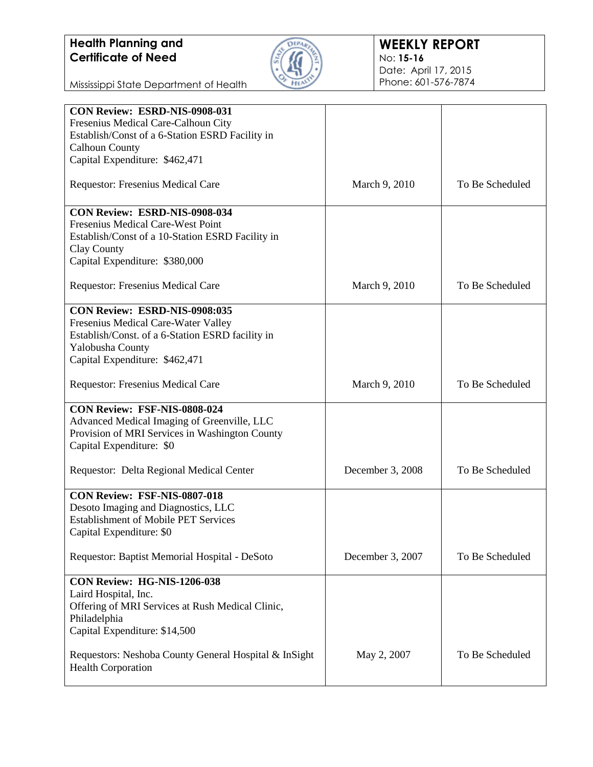**Health Planning and Certificate of Need**

Mississippi State Department of Health

**WEEKLY REPORT**
No: **15-16**
Date: April 17, 2015
Phone: 601-576-7874

| | | |
|---|---|---|
| **CON Review: ESRD-NIS-0908-031**<br>Fresenius Medical Care-Calhoun City<br>Establish/Const of a 6-Station ESRD Facility in Calhoun County<br>Capital Expenditure: $462,471<br><br>Requestor: Fresenius Medical Care | March 9, 2010 | To Be Scheduled |
| **CON Review: ESRD-NIS-0908-034**<br>Fresenius Medical Care-West Point<br>Establish/Const of a 10-Station ESRD Facility in Clay County<br>Capital Expenditure: $380,000<br><br>Requestor: Fresenius Medical Care | March 9, 2010 | To Be Scheduled |
| **CON Review: ESRD-NIS-0908:035**<br>Fresenius Medical Care-Water Valley<br>Establish/Const. of a 6-Station ESRD facility in Yalobusha County<br>Capital Expenditure: $462,471<br><br>Requestor: Fresenius Medical Care | March 9, 2010 | To Be Scheduled |
| **CON Review: FSF-NIS-0808-024**<br>Advanced Medical Imaging of Greenville, LLC<br>Provision of MRI Services in Washington County<br>Capital Expenditure: $0<br><br>Requestor: Delta Regional Medical Center | December 3, 2008 | To Be Scheduled |
| **CON Review: FSF-NIS-0807-018**<br>Desoto Imaging and Diagnostics, LLC<br>Establishment of Mobile PET Services<br>Capital Expenditure: $0<br><br>Requestor: Baptist Memorial Hospital - DeSoto | December 3, 2007 | To Be Scheduled |
| **CON Review: HG-NIS-1206-038**<br>Laird Hospital, Inc.<br>Offering of MRI Services at Rush Medical Clinic, Philadelphia<br>Capital Expenditure: $14,500<br><br>Requestors: Neshoba County General Hospital & InSight Health Corporation | May 2, 2007 | To Be Scheduled |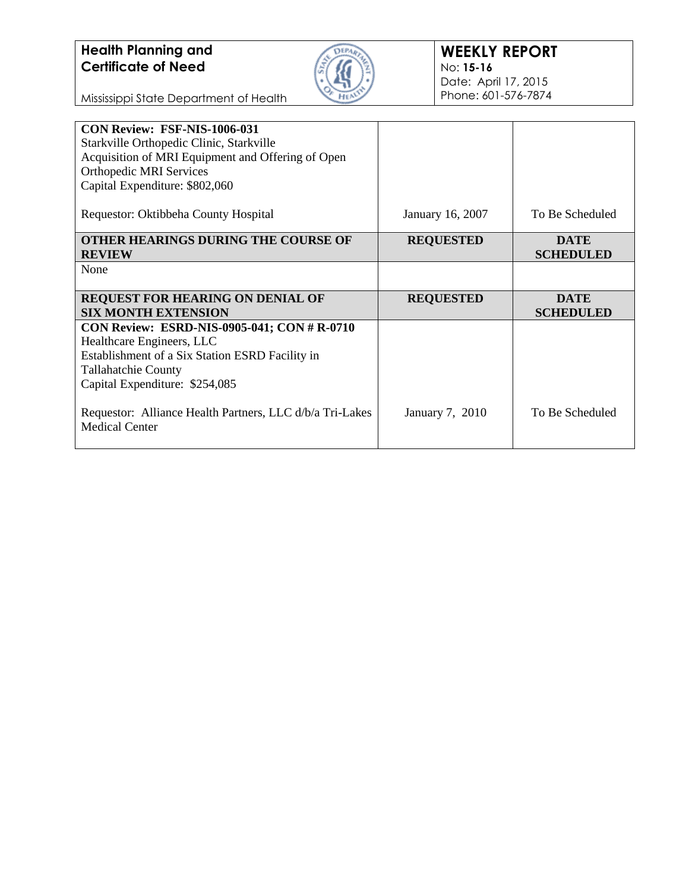| | | |
|---|---|---|
| **CON Review: FSF-NIS-1006-031**<br>Starkville Orthopedic Clinic, Starkville<br>Acquisition of MRI Equipment and Offering of Open Orthopedic MRI Services<br>Capital Expenditure: $802,060<br><br>Requestor: Oktibbeha County Hospital | January 16, 2007 | To Be Scheduled |
| **OTHER HEARINGS DURING THE COURSE OF REVIEW** | **REQUESTED** | **DATE SCHEDULED** |
| None | | |
| **REQUEST FOR HEARING ON DENIAL OF SIX MONTH EXTENSION** | **REQUESTED** | **DATE SCHEDULED** |
| **CON Review: ESRD-NIS-0905-041; CON # R-0710**<br>Healthcare Engineers, LLC<br>Establishment of a Six Station ESRD Facility in Tallahatchie County<br>Capital Expenditure: $254,085<br><br>Requestor: Alliance Health Partners, LLC d/b/a Tri-Lakes Medical Center | January 7, 2010 | To Be Scheduled |